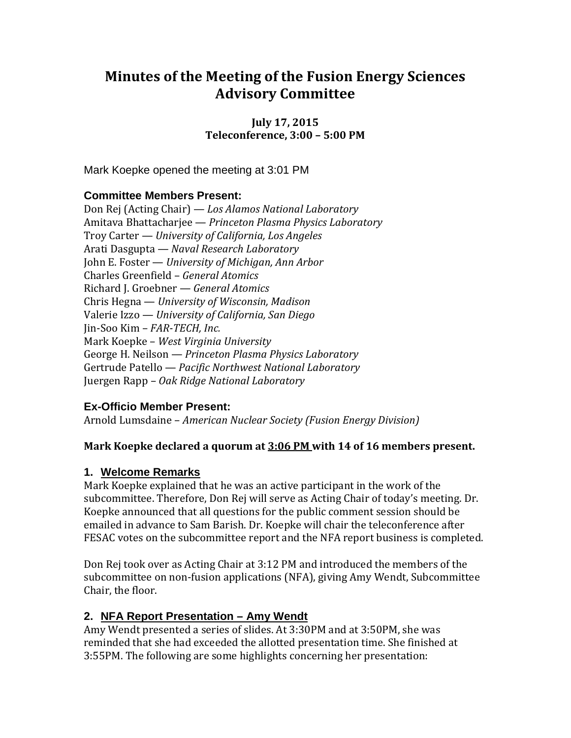# Minutes of the Meeting of the Fusion Energy Sciences Advisory Committee

**July 17, 2015**
**Teleconference, 3:00 – 5:00 PM**

Mark Koepke opened the meeting at 3:01 PM

### Committee Members Present:

Don Rej (Acting Chair) — *Los Alamos National Laboratory*
Amitava Bhattacharjee — *Princeton Plasma Physics Laboratory*
Troy Carter — *University of California, Los Angeles*
Arati Dasgupta — *Naval Research Laboratory*
John E. Foster — *University of Michigan, Ann Arbor*
Charles Greenfield – *General Atomics*
Richard J. Groebner — *General Atomics*
Chris Hegna — *University of Wisconsin, Madison*
Valerie Izzo — *University of California, San Diego*
Jin-Soo Kim – *FAR-TECH, Inc.*
Mark Koepke – *West Virginia University*
George H. Neilson — *Princeton Plasma Physics Laboratory*
Gertrude Patello — *Pacific Northwest National Laboratory*
Juergen Rapp – *Oak Ridge National Laboratory*

### Ex-Officio Member Present:

Arnold Lumsdaine – *American Nuclear Society (Fusion Energy Division)*

**Mark Koepke declared a quorum at 3:06 PM with 14 of 16 members present.**

### 1. Welcome Remarks

Mark Koepke explained that he was an active participant in the work of the subcommittee. Therefore, Don Rej will serve as Acting Chair of today's meeting. Dr. Koepke announced that all questions for the public comment session should be emailed in advance to Sam Barish. Dr. Koepke will chair the teleconference after FESAC votes on the subcommittee report and the NFA report business is completed.

Don Rej took over as Acting Chair at 3:12 PM and introduced the members of the subcommittee on non-fusion applications (NFA), giving Amy Wendt, Subcommittee Chair, the floor.

### 2. NFA Report Presentation – Amy Wendt

Amy Wendt presented a series of slides. At 3:30PM and at 3:50PM, she was reminded that she had exceeded the allotted presentation time. She finished at 3:55PM. The following are some highlights concerning her presentation: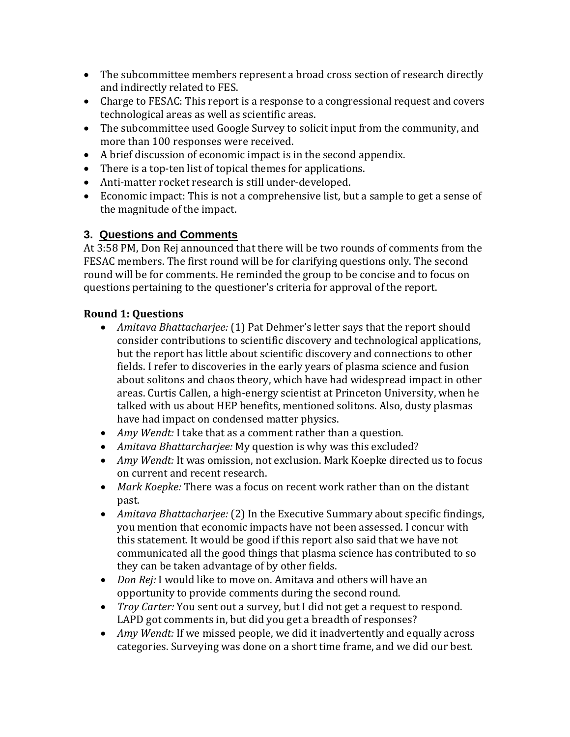- The subcommittee members represent a broad cross section of research directly and indirectly related to FES.
- Charge to FESAC: This report is a response to a congressional request and covers technological areas as well as scientific areas.
- The subcommittee used Google Survey to solicit input from the community, and more than 100 responses were received.
- A brief discussion of economic impact is in the second appendix.
- There is a top-ten list of topical themes for applications.
- Anti-matter rocket research is still under-developed.
- Economic impact: This is not a comprehensive list, but a sample to get a sense of the magnitude of the impact.

### 3. Questions and Comments

At 3:58 PM, Don Rej announced that there will be two rounds of comments from the FESAC members. The first round will be for clarifying questions only. The second round will be for comments. He reminded the group to be concise and to focus on questions pertaining to the questioner's criteria for approval of the report.

**Round 1: Questions**

- *Amitava Bhattacharjee:* (1) Pat Dehmer's letter says that the report should consider contributions to scientific discovery and technological applications, but the report has little about scientific discovery and connections to other fields. I refer to discoveries in the early years of plasma science and fusion about solitons and chaos theory, which have had widespread impact in other areas. Curtis Callen, a high-energy scientist at Princeton University, when he talked with us about HEP benefits, mentioned solitons. Also, dusty plasmas have had impact on condensed matter physics.
- *Amy Wendt:* I take that as a comment rather than a question.
- *Amitava Bhattarcharjee:* My question is why was this excluded?
- *Amy Wendt:* It was omission, not exclusion. Mark Koepke directed us to focus on current and recent research.
- *Mark Koepke:* There was a focus on recent work rather than on the distant past.
- *Amitava Bhattacharjee:* (2) In the Executive Summary about specific findings, you mention that economic impacts have not been assessed. I concur with this statement. It would be good if this report also said that we have not communicated all the good things that plasma science has contributed to so they can be taken advantage of by other fields.
- *Don Rej:* I would like to move on. Amitava and others will have an opportunity to provide comments during the second round.
- *Troy Carter:* You sent out a survey, but I did not get a request to respond. LAPD got comments in, but did you get a breadth of responses?
- *Amy Wendt:* If we missed people, we did it inadvertently and equally across categories. Surveying was done on a short time frame, and we did our best.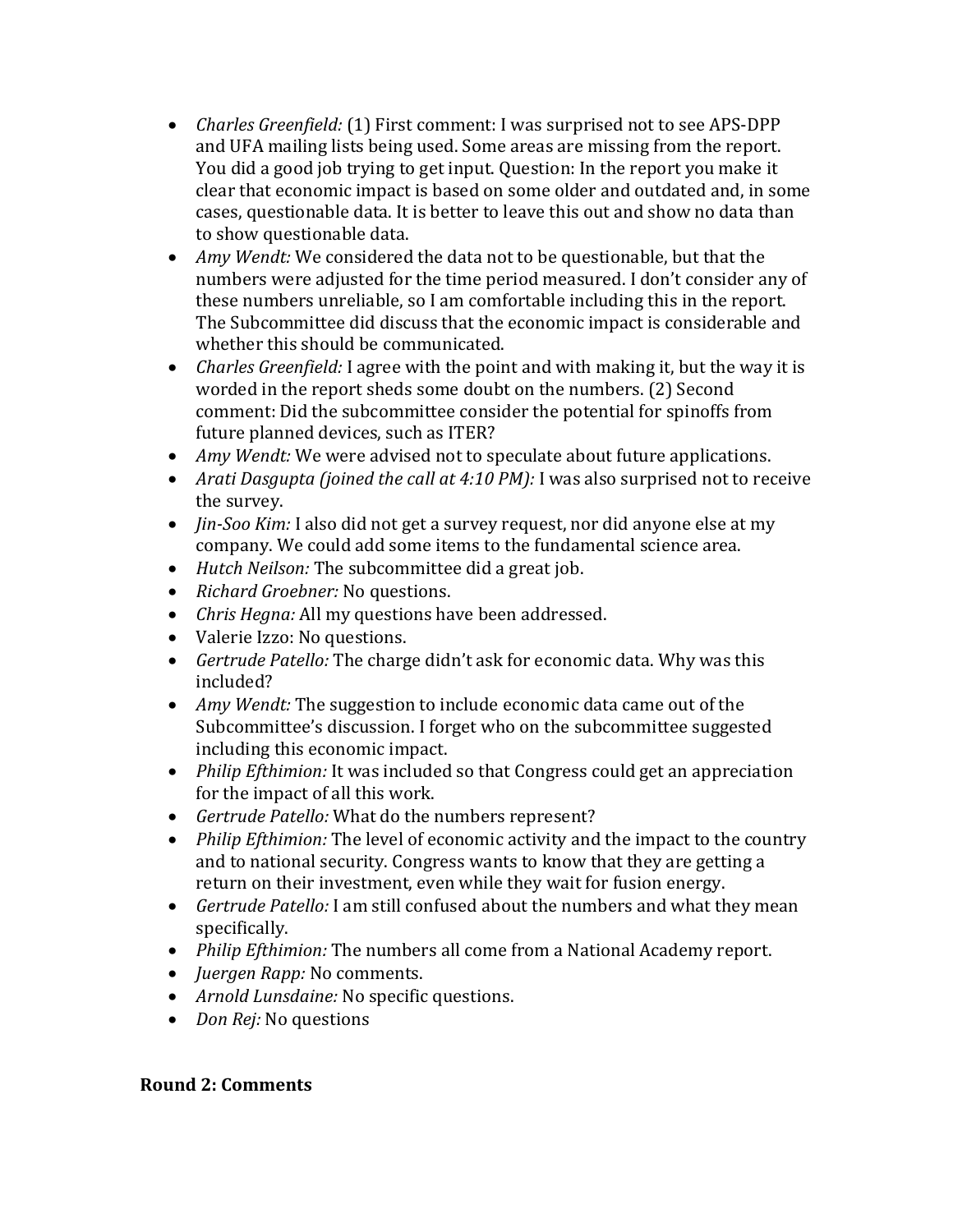- *Charles Greenfield:* (1) First comment: I was surprised not to see APS-DPP and UFA mailing lists being used. Some areas are missing from the report. You did a good job trying to get input. Question: In the report you make it clear that economic impact is based on some older and outdated and, in some cases, questionable data. It is better to leave this out and show no data than to show questionable data.
- *Amy Wendt:* We considered the data not to be questionable, but that the numbers were adjusted for the time period measured. I don't consider any of these numbers unreliable, so I am comfortable including this in the report. The Subcommittee did discuss that the economic impact is considerable and whether this should be communicated.
- *Charles Greenfield:* I agree with the point and with making it, but the way it is worded in the report sheds some doubt on the numbers. (2) Second comment: Did the subcommittee consider the potential for spinoffs from future planned devices, such as ITER?
- *Amy Wendt:* We were advised not to speculate about future applications.
- *Arati Dasgupta (joined the call at 4:10 PM):* I was also surprised not to receive the survey.
- *Jin-Soo Kim:* I also did not get a survey request, nor did anyone else at my company. We could add some items to the fundamental science area.
- *Hutch Neilson:* The subcommittee did a great job.
- *Richard Groebner:* No questions.
- *Chris Hegna:* All my questions have been addressed.
- Valerie Izzo: No questions.
- *Gertrude Patello:* The charge didn't ask for economic data. Why was this included?
- *Amy Wendt:* The suggestion to include economic data came out of the Subcommittee's discussion. I forget who on the subcommittee suggested including this economic impact.
- *Philip Efthimion:* It was included so that Congress could get an appreciation for the impact of all this work.
- *Gertrude Patello:* What do the numbers represent?
- *Philip Efthimion:* The level of economic activity and the impact to the country and to national security. Congress wants to know that they are getting a return on their investment, even while they wait for fusion energy.
- *Gertrude Patello:* I am still confused about the numbers and what they mean specifically.
- *Philip Efthimion:* The numbers all come from a National Academy report.
- *Juergen Rapp:* No comments.
- *Arnold Lunsdaine:* No specific questions.
- *Don Rej:* No questions

**Round 2: Comments**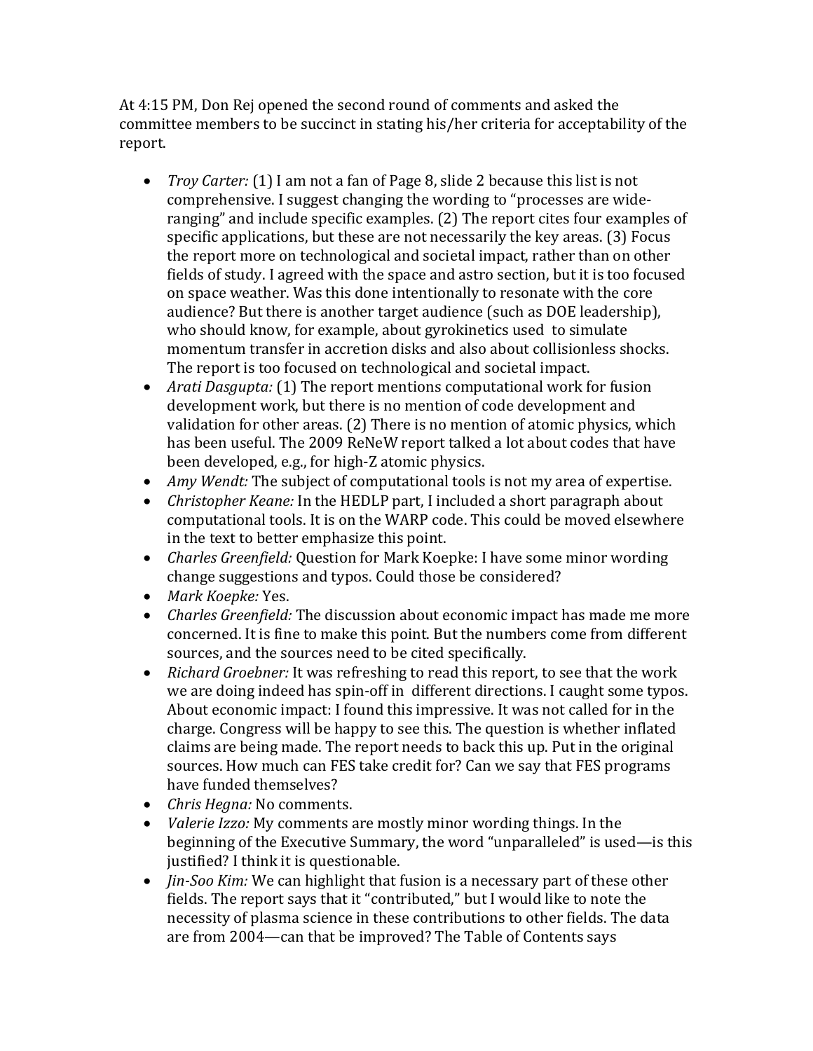At 4:15 PM, Don Rej opened the second round of comments and asked the committee members to be succinct in stating his/her criteria for acceptability of the report.

- *Troy Carter:* (1) I am not a fan of Page 8, slide 2 because this list is not comprehensive. I suggest changing the wording to "processes are wide-ranging" and include specific examples. (2) The report cites four examples of specific applications, but these are not necessarily the key areas. (3) Focus the report more on technological and societal impact, rather than on other fields of study. I agreed with the space and astro section, but it is too focused on space weather. Was this done intentionally to resonate with the core audience? But there is another target audience (such as DOE leadership), who should know, for example, about gyrokinetics used to simulate momentum transfer in accretion disks and also about collisionless shocks. The report is too focused on technological and societal impact.
- *Arati Dasgupta:* (1) The report mentions computational work for fusion development work, but there is no mention of code development and validation for other areas. (2) There is no mention of atomic physics, which has been useful. The 2009 ReNeW report talked a lot about codes that have been developed, e.g., for high-Z atomic physics.
- *Amy Wendt:* The subject of computational tools is not my area of expertise.
- *Christopher Keane:* In the HEDLP part, I included a short paragraph about computational tools. It is on the WARP code. This could be moved elsewhere in the text to better emphasize this point.
- *Charles Greenfield:* Question for Mark Koepke: I have some minor wording change suggestions and typos. Could those be considered?
- *Mark Koepke:* Yes.
- *Charles Greenfield:* The discussion about economic impact has made me more concerned. It is fine to make this point. But the numbers come from different sources, and the sources need to be cited specifically.
- *Richard Groebner:* It was refreshing to read this report, to see that the work we are doing indeed has spin-off in different directions. I caught some typos. About economic impact: I found this impressive. It was not called for in the charge. Congress will be happy to see this. The question is whether inflated claims are being made. The report needs to back this up. Put in the original sources. How much can FES take credit for? Can we say that FES programs have funded themselves?
- *Chris Hegna:* No comments.
- *Valerie Izzo:* My comments are mostly minor wording things. In the beginning of the Executive Summary, the word "unparalleled" is used—is this justified? I think it is questionable.
- *Jin-Soo Kim:* We can highlight that fusion is a necessary part of these other fields. The report says that it "contributed," but I would like to note the necessity of plasma science in these contributions to other fields. The data are from 2004—can that be improved? The Table of Contents says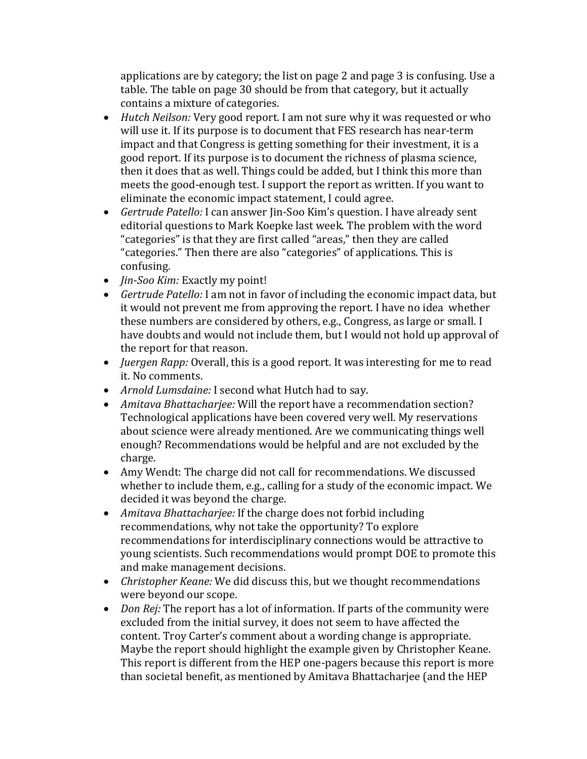applications are by category; the list on page 2 and page 3 is confusing. Use a table. The table on page 30 should be from that category, but it actually contains a mixture of categories.

- *Hutch Neilson:* Very good report. I am not sure why it was requested or who will use it. If its purpose is to document that FES research has near-term impact and that Congress is getting something for their investment, it is a good report. If its purpose is to document the richness of plasma science, then it does that as well. Things could be added, but I think this more than meets the good-enough test. I support the report as written. If you want to eliminate the economic impact statement, I could agree.
- *Gertrude Patello:* I can answer Jin-Soo Kim's question. I have already sent editorial questions to Mark Koepke last week. The problem with the word "categories" is that they are first called "areas," then they are called "categories." Then there are also "categories" of applications. This is confusing.
- *Jin-Soo Kim:* Exactly my point!
- *Gertrude Patello:* I am not in favor of including the economic impact data, but it would not prevent me from approving the report. I have no idea whether these numbers are considered by others, e.g., Congress, as large or small. I have doubts and would not include them, but I would not hold up approval of the report for that reason.
- *Juergen Rapp:* Overall, this is a good report. It was interesting for me to read it. No comments.
- *Arnold Lumsdaine:* I second what Hutch had to say.
- *Amitava Bhattacharjee:* Will the report have a recommendation section? Technological applications have been covered very well. My reservations about science were already mentioned. Are we communicating things well enough? Recommendations would be helpful and are not excluded by the charge.
- Amy Wendt: The charge did not call for recommendations. We discussed whether to include them, e.g., calling for a study of the economic impact. We decided it was beyond the charge.
- *Amitava Bhattacharjee:* If the charge does not forbid including recommendations, why not take the opportunity? To explore recommendations for interdisciplinary connections would be attractive to young scientists. Such recommendations would prompt DOE to promote this and make management decisions.
- *Christopher Keane:* We did discuss this, but we thought recommendations were beyond our scope.
- *Don Rej:* The report has a lot of information. If parts of the community were excluded from the initial survey, it does not seem to have affected the content. Troy Carter's comment about a wording change is appropriate. Maybe the report should highlight the example given by Christopher Keane. This report is different from the HEP one-pagers because this report is more than societal benefit, as mentioned by Amitava Bhattacharjee (and the HEP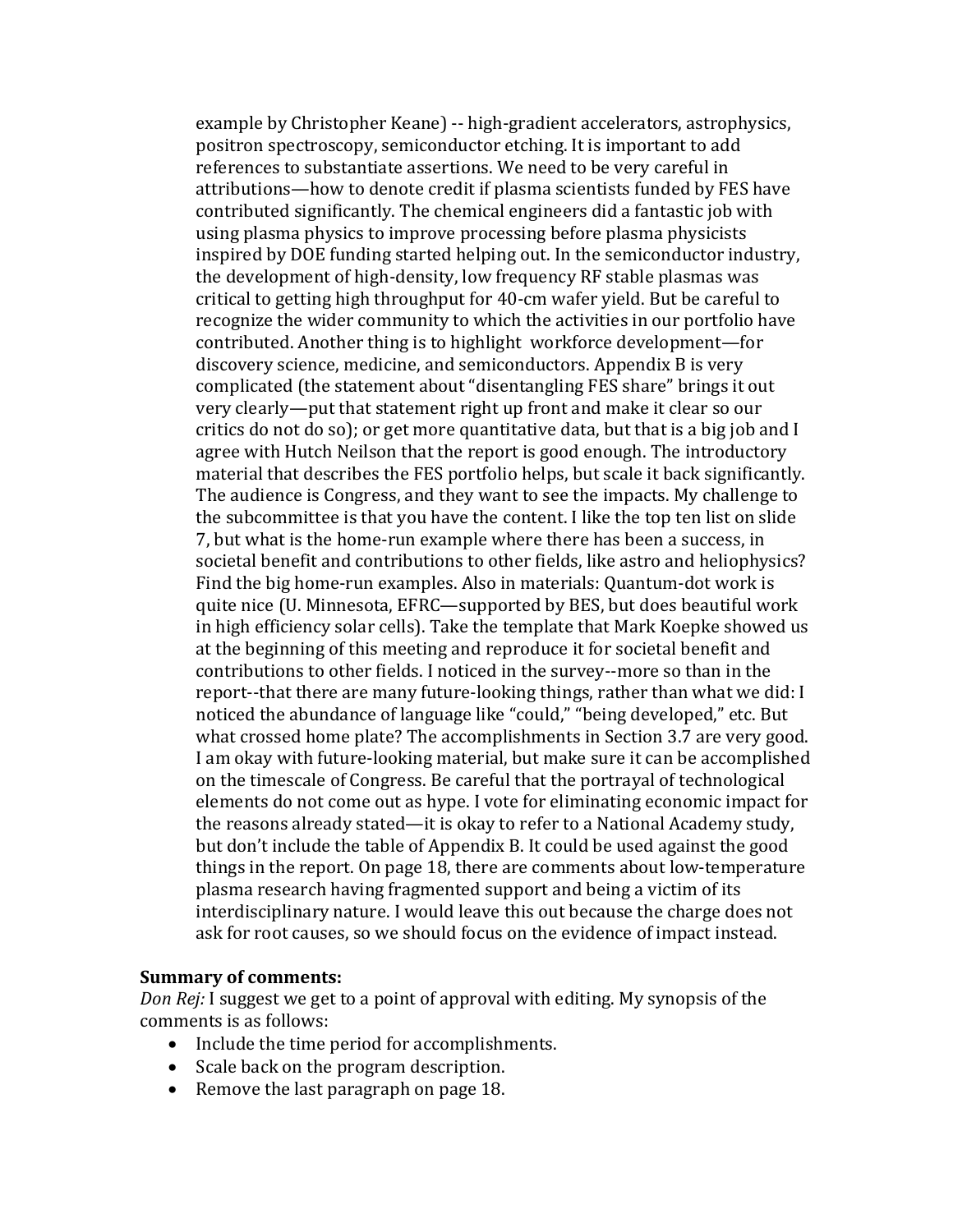example by Christopher Keane) -- high-gradient accelerators, astrophysics, positron spectroscopy, semiconductor etching. It is important to add references to substantiate assertions. We need to be very careful in attributions—how to denote credit if plasma scientists funded by FES have contributed significantly. The chemical engineers did a fantastic job with using plasma physics to improve processing before plasma physicists inspired by DOE funding started helping out. In the semiconductor industry, the development of high-density, low frequency RF stable plasmas was critical to getting high throughput for 40-cm wafer yield. But be careful to recognize the wider community to which the activities in our portfolio have contributed. Another thing is to highlight workforce development—for discovery science, medicine, and semiconductors. Appendix B is very complicated (the statement about "disentangling FES share" brings it out very clearly—put that statement right up front and make it clear so our critics do not do so); or get more quantitative data, but that is a big job and I agree with Hutch Neilson that the report is good enough. The introductory material that describes the FES portfolio helps, but scale it back significantly. The audience is Congress, and they want to see the impacts. My challenge to the subcommittee is that you have the content. I like the top ten list on slide 7, but what is the home-run example where there has been a success, in societal benefit and contributions to other fields, like astro and heliophysics? Find the big home-run examples. Also in materials: Quantum-dot work is quite nice (U. Minnesota, EFRC—supported by BES, but does beautiful work in high efficiency solar cells). Take the template that Mark Koepke showed us at the beginning of this meeting and reproduce it for societal benefit and contributions to other fields. I noticed in the survey--more so than in the report--that there are many future-looking things, rather than what we did: I noticed the abundance of language like "could," "being developed," etc. But what crossed home plate? The accomplishments in Section 3.7 are very good. I am okay with future-looking material, but make sure it can be accomplished on the timescale of Congress. Be careful that the portrayal of technological elements do not come out as hype. I vote for eliminating economic impact for the reasons already stated—it is okay to refer to a National Academy study, but don't include the table of Appendix B. It could be used against the good things in the report. On page 18, there are comments about low-temperature plasma research having fragmented support and being a victim of its interdisciplinary nature. I would leave this out because the charge does not ask for root causes, so we should focus on the evidence of impact instead.

**Summary of comments:**

*Don Rej:* I suggest we get to a point of approval with editing. My synopsis of the comments is as follows:

- Include the time period for accomplishments.
- Scale back on the program description.
- Remove the last paragraph on page 18.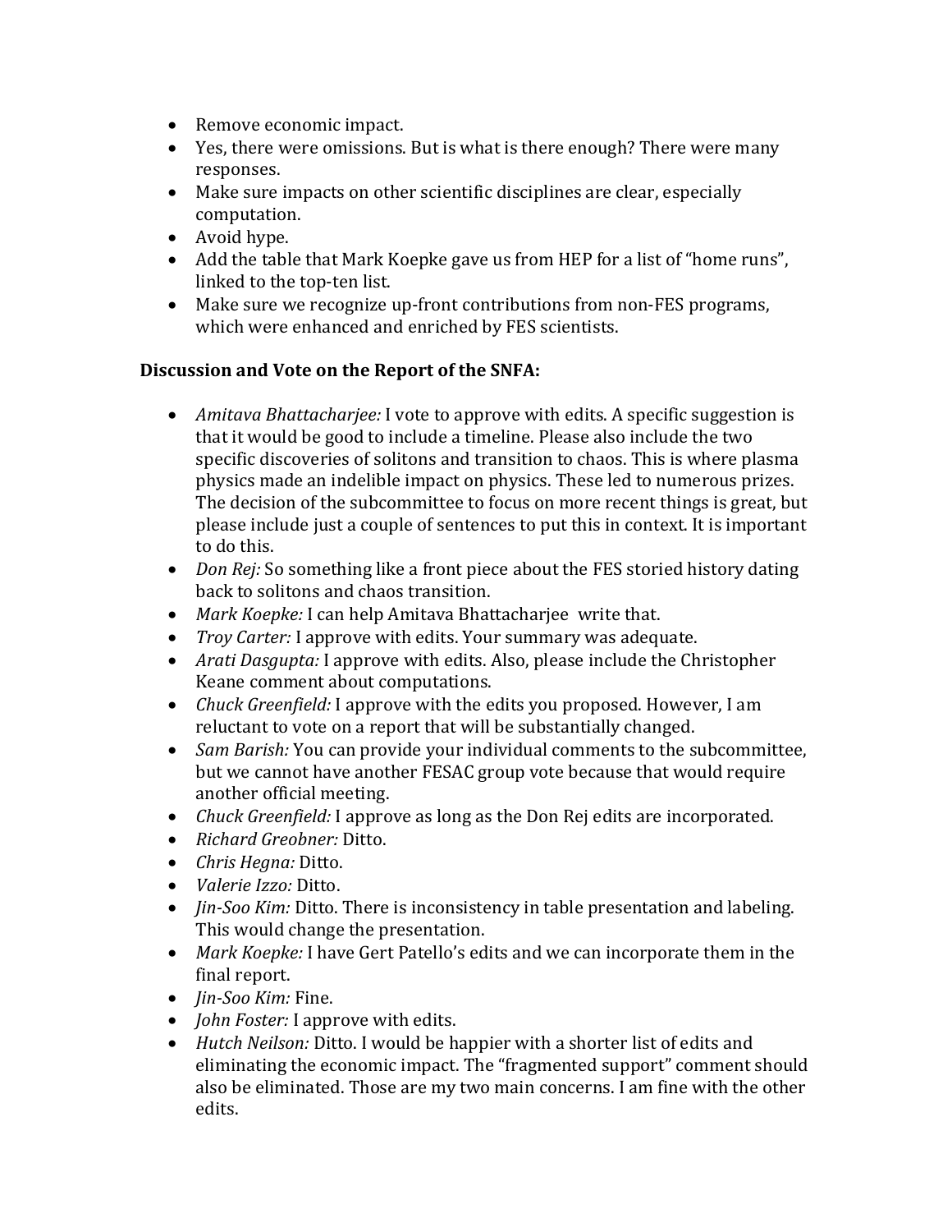- Remove economic impact.
- Yes, there were omissions. But is what is there enough? There were many responses.
- Make sure impacts on other scientific disciplines are clear, especially computation.
- Avoid hype.
- Add the table that Mark Koepke gave us from HEP for a list of "home runs", linked to the top-ten list.
- Make sure we recognize up-front contributions from non-FES programs, which were enhanced and enriched by FES scientists.

**Discussion and Vote on the Report of the SNFA:**

- *Amitava Bhattacharjee:* I vote to approve with edits. A specific suggestion is that it would be good to include a timeline. Please also include the two specific discoveries of solitons and transition to chaos. This is where plasma physics made an indelible impact on physics. These led to numerous prizes. The decision of the subcommittee to focus on more recent things is great, but please include just a couple of sentences to put this in context. It is important to do this.
- *Don Rej:* So something like a front piece about the FES storied history dating back to solitons and chaos transition.
- *Mark Koepke:* I can help Amitava Bhattacharjee write that.
- *Troy Carter:* I approve with edits. Your summary was adequate.
- *Arati Dasgupta:* I approve with edits. Also, please include the Christopher Keane comment about computations.
- *Chuck Greenfield:* I approve with the edits you proposed. However, I am reluctant to vote on a report that will be substantially changed.
- *Sam Barish:* You can provide your individual comments to the subcommittee, but we cannot have another FESAC group vote because that would require another official meeting.
- *Chuck Greenfield:* I approve as long as the Don Rej edits are incorporated.
- *Richard Greobner:* Ditto.
- *Chris Hegna:* Ditto.
- *Valerie Izzo:* Ditto.
- *Jin-Soo Kim:* Ditto. There is inconsistency in table presentation and labeling. This would change the presentation.
- *Mark Koepke:* I have Gert Patello's edits and we can incorporate them in the final report.
- *Jin-Soo Kim:* Fine.
- *John Foster:* I approve with edits.
- *Hutch Neilson:* Ditto. I would be happier with a shorter list of edits and eliminating the economic impact. The "fragmented support" comment should also be eliminated. Those are my two main concerns. I am fine with the other edits.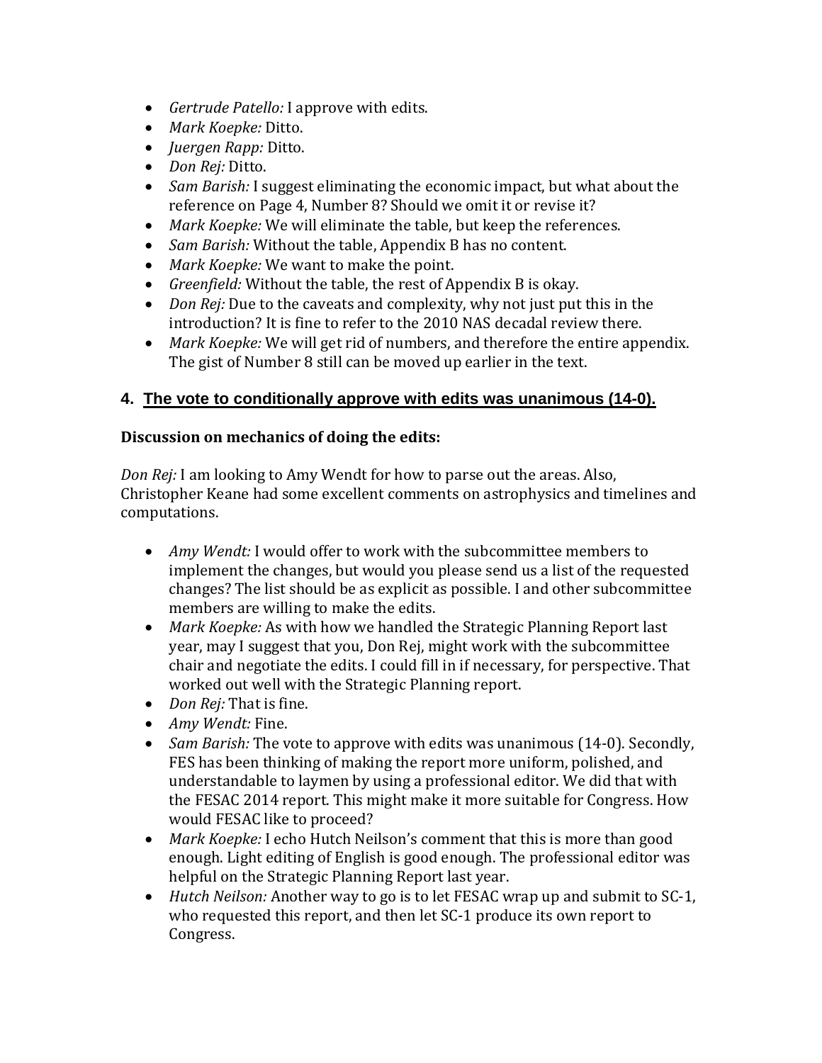- *Gertrude Patello:* I approve with edits.
- *Mark Koepke:* Ditto.
- *Juergen Rapp:* Ditto.
- *Don Rej:* Ditto.
- *Sam Barish:* I suggest eliminating the economic impact, but what about the reference on Page 4, Number 8? Should we omit it or revise it?
- *Mark Koepke:* We will eliminate the table, but keep the references.
- *Sam Barish:* Without the table, Appendix B has no content.
- *Mark Koepke:* We want to make the point.
- *Greenfield:* Without the table, the rest of Appendix B is okay.
- *Don Rej:* Due to the caveats and complexity, why not just put this in the introduction? It is fine to refer to the 2010 NAS decadal review there.
- *Mark Koepke:* We will get rid of numbers, and therefore the entire appendix. The gist of Number 8 still can be moved up earlier in the text.

### 4. <u>The vote to conditionally approve with edits was unanimous (14-0).</u>

**Discussion on mechanics of doing the edits:**

*Don Rej:* I am looking to Amy Wendt for how to parse out the areas. Also, Christopher Keane had some excellent comments on astrophysics and timelines and computations.

- *Amy Wendt:* I would offer to work with the subcommittee members to implement the changes, but would you please send us a list of the requested changes? The list should be as explicit as possible. I and other subcommittee members are willing to make the edits.
- *Mark Koepke:* As with how we handled the Strategic Planning Report last year, may I suggest that you, Don Rej, might work with the subcommittee chair and negotiate the edits. I could fill in if necessary, for perspective. That worked out well with the Strategic Planning report.
- *Don Rej:* That is fine.
- *Amy Wendt:* Fine.
- *Sam Barish:* The vote to approve with edits was unanimous (14-0). Secondly, FES has been thinking of making the report more uniform, polished, and understandable to laymen by using a professional editor. We did that with the FESAC 2014 report. This might make it more suitable for Congress. How would FESAC like to proceed?
- *Mark Koepke:* I echo Hutch Neilson's comment that this is more than good enough. Light editing of English is good enough. The professional editor was helpful on the Strategic Planning Report last year.
- *Hutch Neilson:* Another way to go is to let FESAC wrap up and submit to SC-1, who requested this report, and then let SC-1 produce its own report to Congress.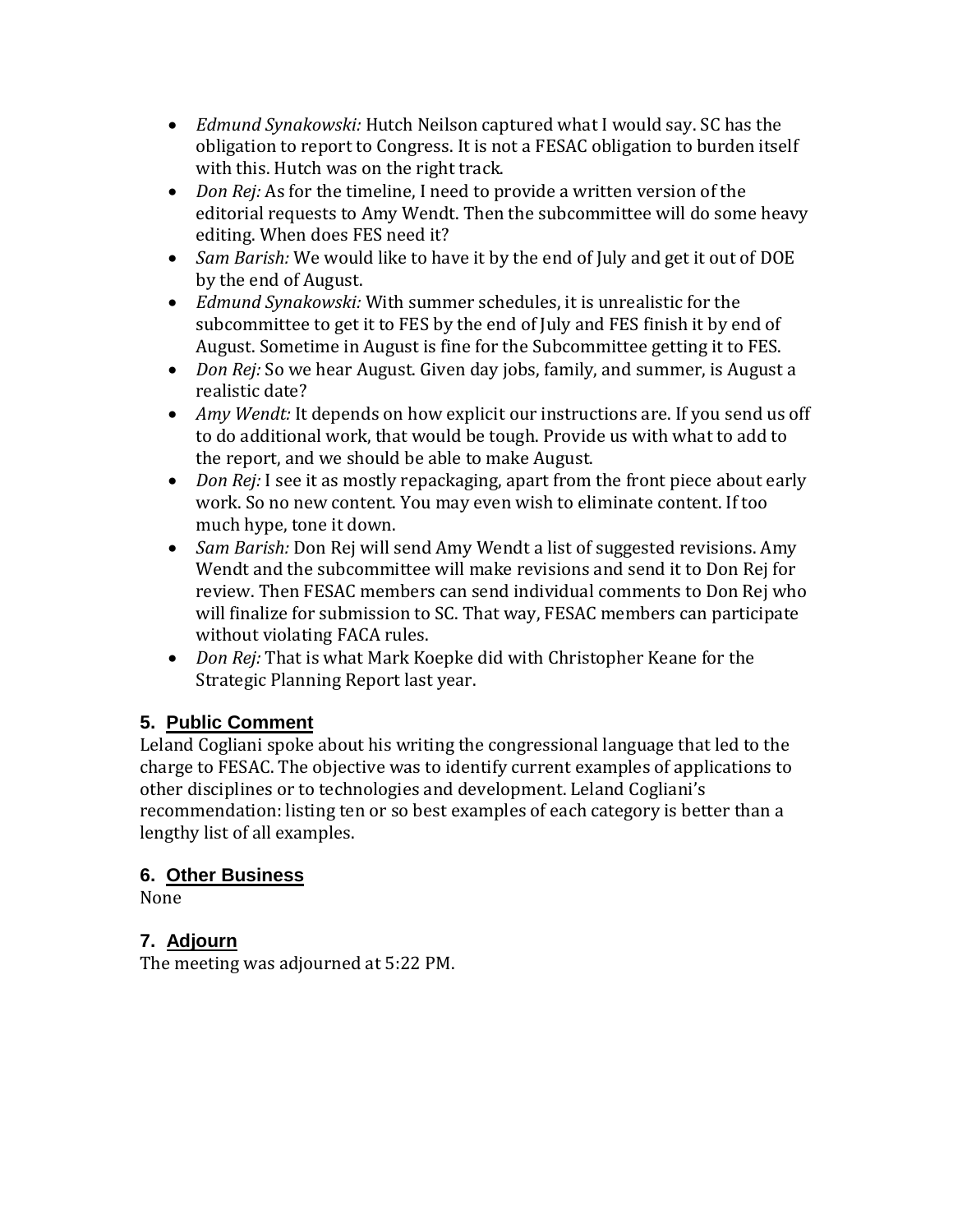- *Edmund Synakowski:* Hutch Neilson captured what I would say. SC has the obligation to report to Congress. It is not a FESAC obligation to burden itself with this. Hutch was on the right track.
- *Don Rej:* As for the timeline, I need to provide a written version of the editorial requests to Amy Wendt. Then the subcommittee will do some heavy editing. When does FES need it?
- *Sam Barish:* We would like to have it by the end of July and get it out of DOE by the end of August.
- *Edmund Synakowski:* With summer schedules, it is unrealistic for the subcommittee to get it to FES by the end of July and FES finish it by end of August. Sometime in August is fine for the Subcommittee getting it to FES.
- *Don Rej:* So we hear August. Given day jobs, family, and summer, is August a realistic date?
- *Amy Wendt:* It depends on how explicit our instructions are. If you send us off to do additional work, that would be tough. Provide us with what to add to the report, and we should be able to make August.
- *Don Rej:* I see it as mostly repackaging, apart from the front piece about early work. So no new content. You may even wish to eliminate content. If too much hype, tone it down.
- *Sam Barish:* Don Rej will send Amy Wendt a list of suggested revisions. Amy Wendt and the subcommittee will make revisions and send it to Don Rej for review. Then FESAC members can send individual comments to Don Rej who will finalize for submission to SC. That way, FESAC members can participate without violating FACA rules.
- *Don Rej:* That is what Mark Koepke did with Christopher Keane for the Strategic Planning Report last year.

## 5. Public Comment

Leland Cogliani spoke about his writing the congressional language that led to the charge to FESAC. The objective was to identify current examples of applications to other disciplines or to technologies and development. Leland Cogliani's recommendation: listing ten or so best examples of each category is better than a lengthy list of all examples.

## 6. Other Business

None

## 7. Adjourn

The meeting was adjourned at 5:22 PM.